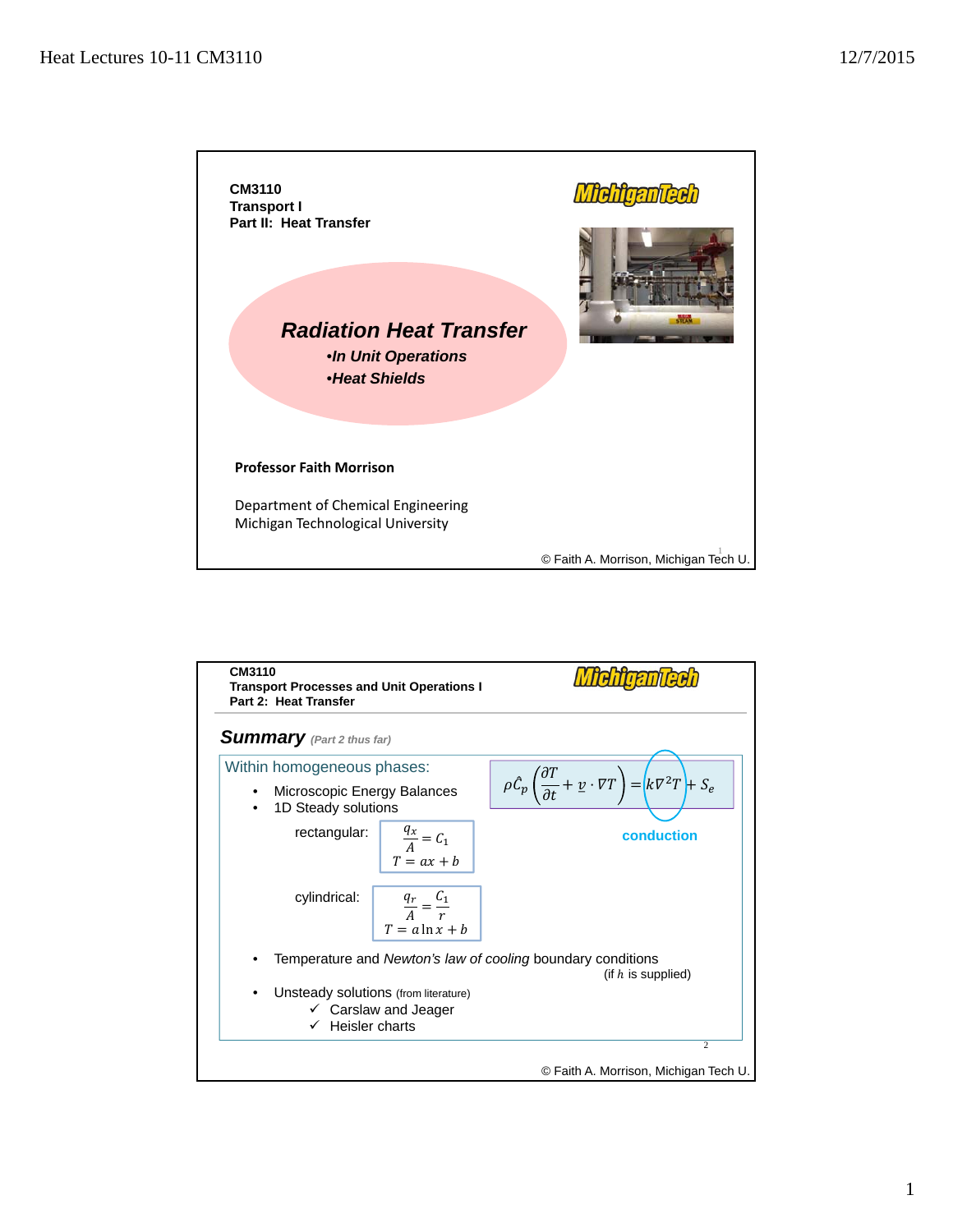CM3110
Transport I
Part II: Heat Transfer

# Radiation Heat Transfer

- *In Unit Operations*
- *Heat Shields*

**Professor Faith Morrison**

Department of Chemical Engineering
Michigan Technological University

© Faith A. Morrison, Michigan Tech U.

---

CM3110
Transport Processes and Unit Operations I
Part 2: Heat Transfer

## *Summary* (Part 2 thus far)

Within homogeneous phases:

$$\rho \hat{C}_p \left( \frac{\partial T}{\partial t} + \underline{v} \cdot \nabla T \right) = k \nabla^2 T + S_e$$

conduction

- Microscopic Energy Balances
- 1D Steady solutions

rectangular:

$$\frac{q_x}{A} = C_1$$
$$T = ax + b$$

cylindrical:

$$\frac{q_r}{A} = \frac{C_1}{r}$$
$$T = a \ln x + b$$

- Temperature and *Newton's law of cooling* boundary conditions (if $h$ is supplied)
- Unsteady solutions (from literature)
  - ✓ Carslaw and Jeager
  - ✓ Heisler charts

© Faith A. Morrison, Michigan Tech U.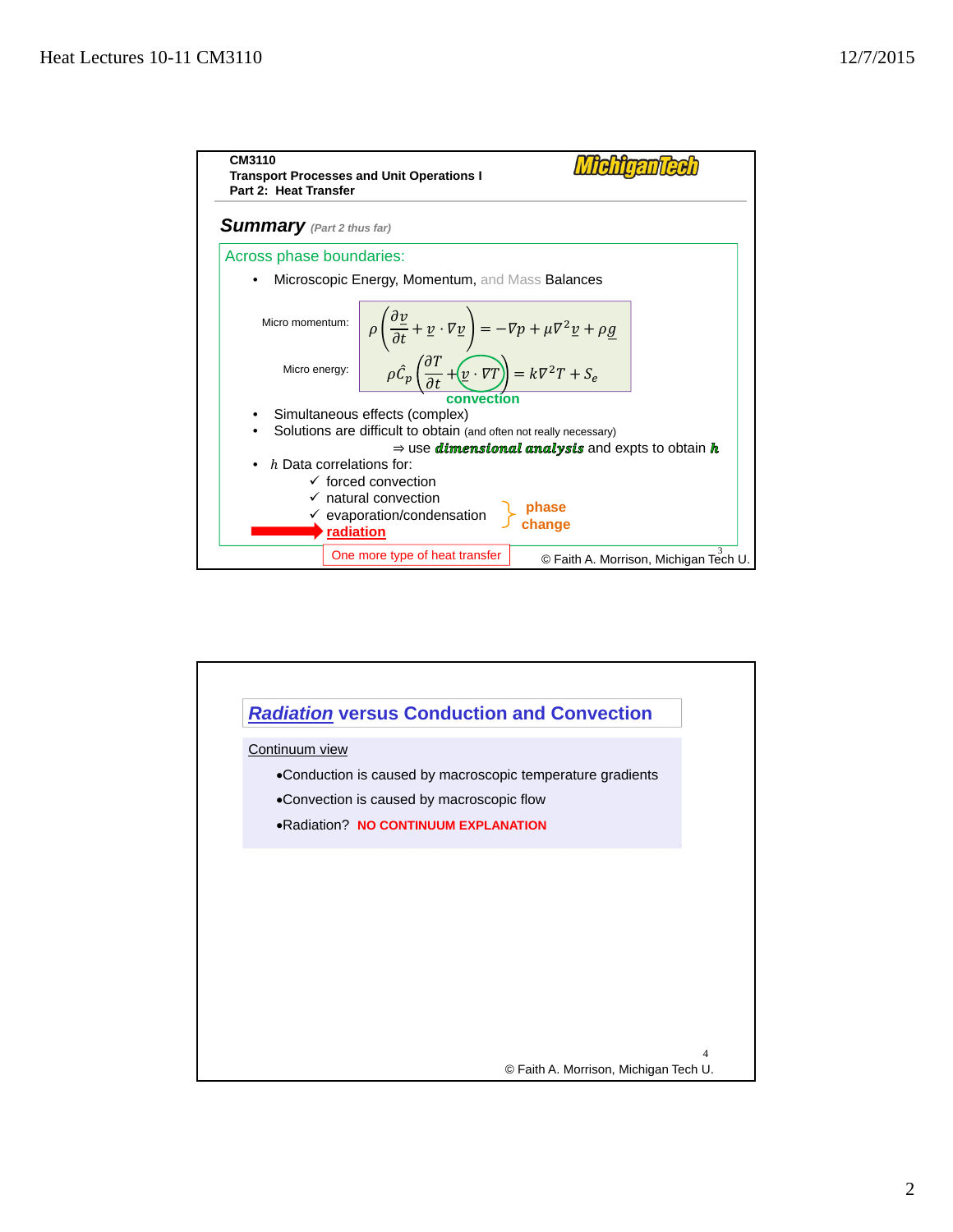CM3110
Transport Processes and Unit Operations I
Part 2: Heat Transfer

## Summary *(Part 2 thus far)*

Across phase boundaries:

- Microscopic Energy, Momentum, and Mass Balances

Micro momentum:

$$\rho\left(\frac{\partial \underline{v}}{\partial t} + \underline{v} \cdot \nabla \underline{v}\right) = -\nabla p + \mu \nabla^2 \underline{v} + \rho \underline{g}$$

Micro energy:

$$\rho \hat{C}_p \left(\frac{\partial T}{\partial t} + \underline{v} \cdot \nabla T\right) = k \nabla^2 T + S_e$$

convection

- Simultaneous effects (complex)
- Solutions are difficult to obtain (and often not really necessary)

  ⇒ use ***dimensional analysis*** and expts to obtain $h$

- $h$ Data correlations for:
  - ✓ forced convection
  - ✓ natural convection
  - ✓ evaporation/condensation } phase change
  - → radiation

One more type of heat transfer

© Faith A. Morrison, Michigan Tech U.

## *Radiation* versus Conduction and Convection

Continuum view

- Conduction is caused by macroscopic temperature gradients
- Convection is caused by macroscopic flow
- Radiation? **NO CONTINUUM EXPLANATION**

© Faith A. Morrison, Michigan Tech U.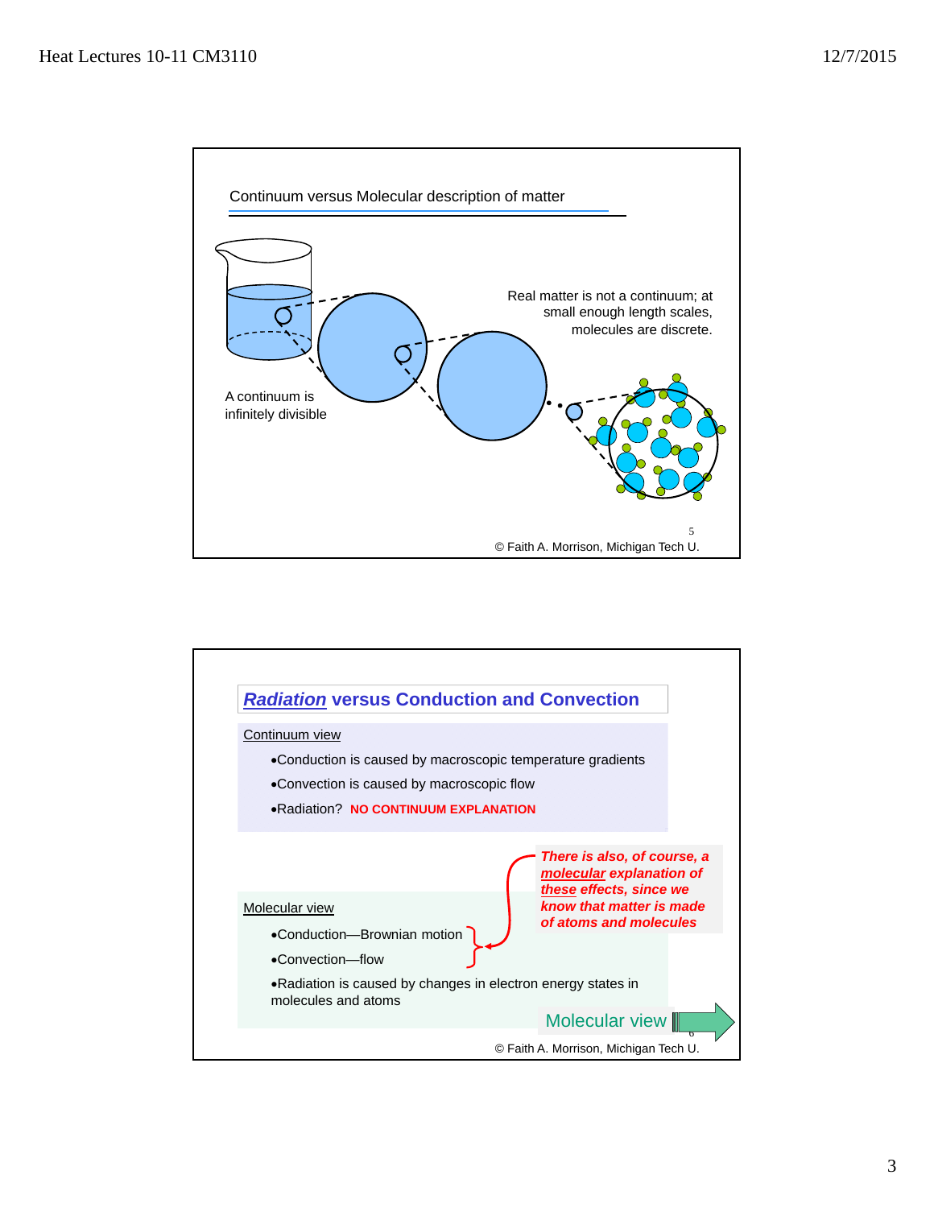## Continuum versus Molecular description of matter

A continuum is infinitely divisible

Real matter is not a continuum; at small enough length scales, molecules are discrete.

© Faith A. Morrison, Michigan Tech U.

## *Radiation* versus Conduction and Convection

Continuum view

- Conduction is caused by macroscopic temperature gradients
- Convection is caused by macroscopic flow
- Radiation? **NO CONTINUUM EXPLANATION**

Molecular view

- Conduction—Brownian motion
- Convection—flow

***There is also, of course, a molecular explanation of these effects, since we know that matter is made of atoms and molecules***

- Radiation is caused by changes in electron energy states in molecules and atoms

Molecular view

© Faith A. Morrison, Michigan Tech U.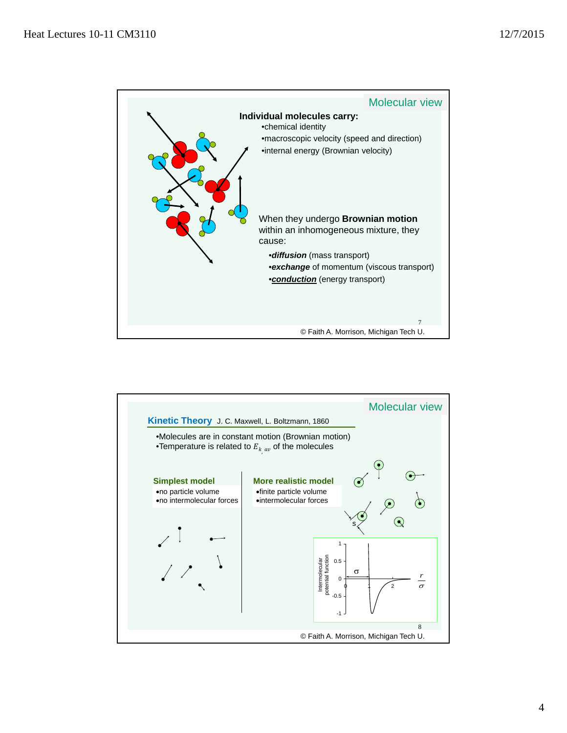## Molecular view

**Individual molecules carry:**

- chemical identity
- macroscopic velocity (speed and direction)
- internal energy (Brownian velocity)

When they undergo **Brownian motion** within an inhomogeneous mixture, they cause:

- ***diffusion*** (mass transport)
- ***exchange*** of momentum (viscous transport)
- ***conduction*** (energy transport)

© Faith A. Morrison, Michigan Tech U.

## Molecular view

### Kinetic Theory J. C. Maxwell, L. Boltzmann, 1860

- Molecules are in constant motion (Brownian motion)
- Temperature is related to $E_{k,av}$ of the molecules

**Simplest model**

- no particle volume
- no intermolecular forces

**More realistic model**

- finite particle volume
- intermolecular forces

© Faith A. Morrison, Michigan Tech U.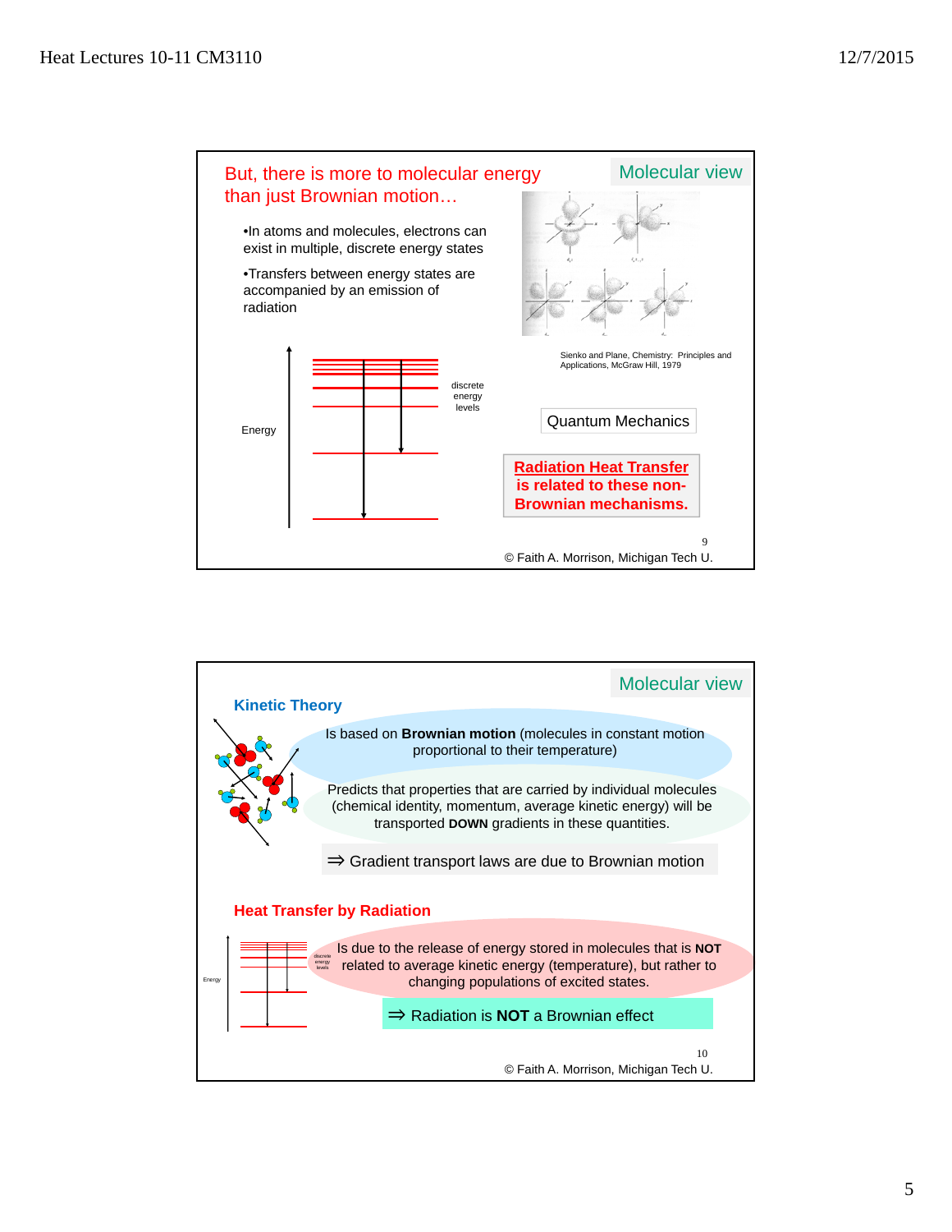## Slide 9 — Molecular view

### But, there is more to molecular energy than just Brownian motion…

- In atoms and molecules, electrons can exist in multiple, discrete energy states
- Transfers between energy states are accompanied by an emission of radiation

Energy

discrete energy levels

Sienko and Plane, Chemistry: Principles and Applications, McGraw Hill, 1979

Quantum Mechanics

**Radiation Heat Transfer is related to these non-Brownian mechanisms.**

© Faith A. Morrison, Michigan Tech U.

## Slide 10 — Molecular view

### Kinetic Theory

Is based on **Brownian motion** (molecules in constant motion proportional to their temperature)

Predicts that properties that are carried by individual molecules (chemical identity, momentum, average kinetic energy) will be transported **DOWN** gradients in these quantities.

⇒ Gradient transport laws are due to Brownian motion

### Heat Transfer by Radiation

Energy

discrete energy levels

Is due to the release of energy stored in molecules that is **NOT** related to average kinetic energy (temperature), but rather to changing populations of excited states.

⇒ Radiation is **NOT** a Brownian effect

© Faith A. Morrison, Michigan Tech U.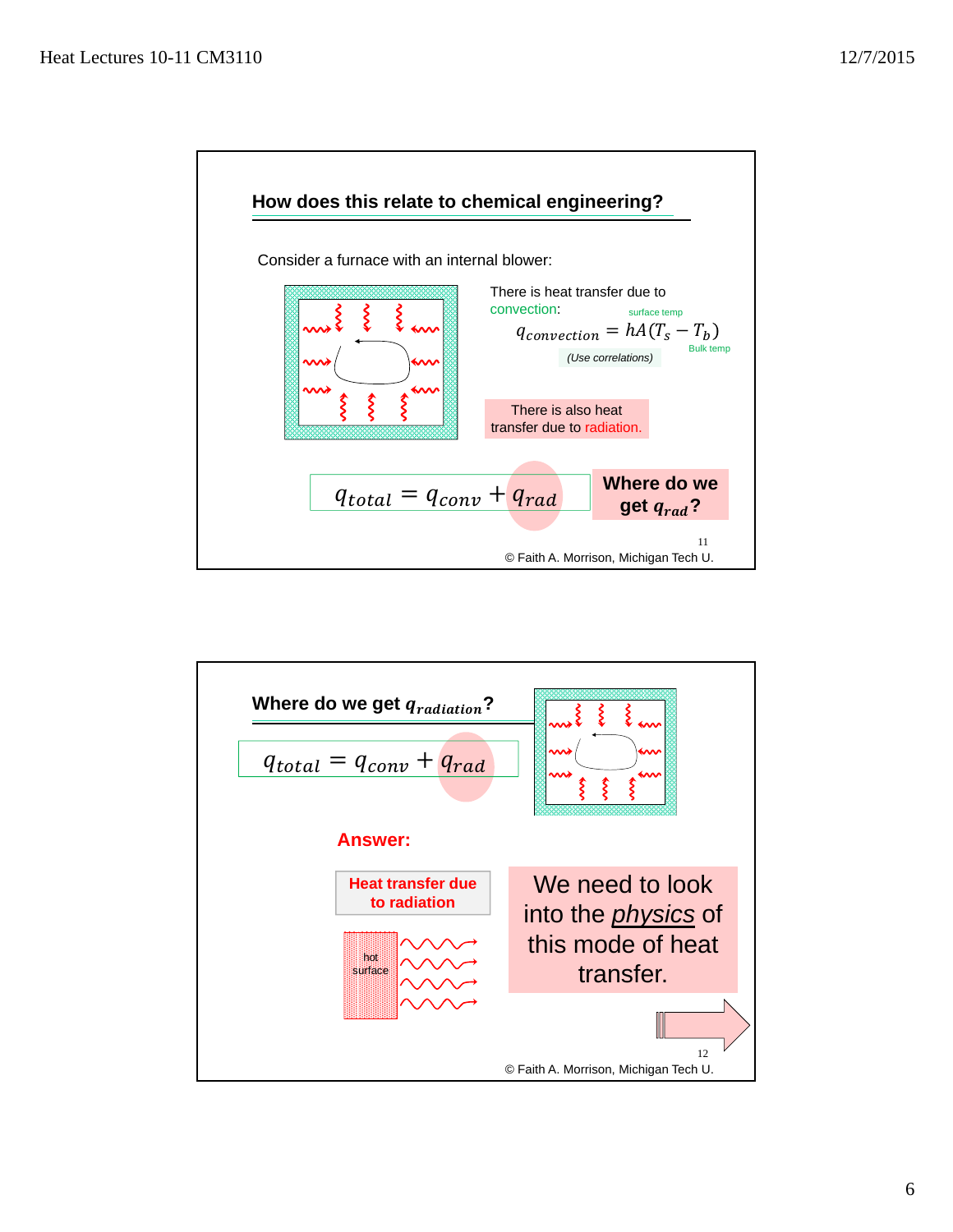## How does this relate to chemical engineering?

Consider a furnace with an internal blower:

There is heat transfer due to convection:

$$q_{convection} = hA(T_s - T_b)$$

surface temp; Bulk temp

*(Use correlations)*

There is also heat transfer due to radiation.

$$q_{total} = q_{conv} + q_{rad}$$

**Where do we get $q_{rad}$?**

11

© Faith A. Morrison, Michigan Tech U.

## Where do we get $q_{radiation}$?

$$q_{total} = q_{conv} + q_{rad}$$

**Answer:**

**Heat transfer due to radiation**

hot surface

We need to look into the *physics* of this mode of heat transfer.

12

© Faith A. Morrison, Michigan Tech U.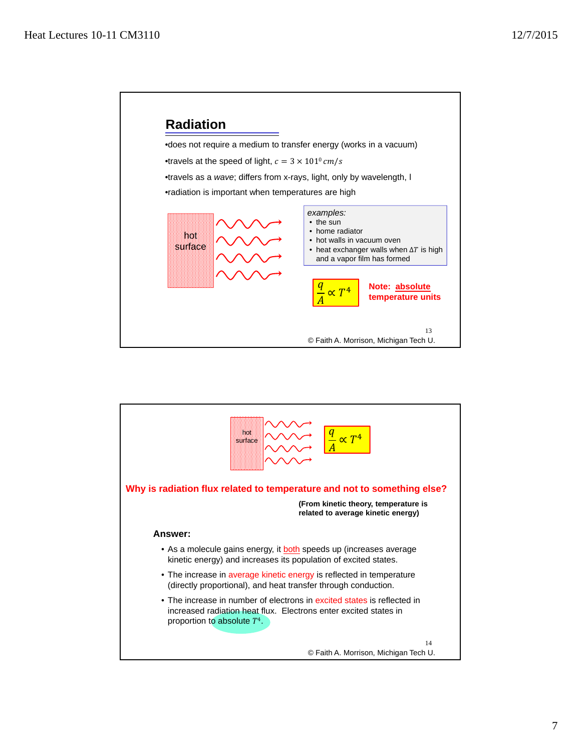## Radiation

- does not require a medium to transfer energy (works in a vacuum)
- travels at the speed of light, $c = 3 \times 101^0\ cm/s$
- travels as a *wave*; differs from x-rays, light, only by wavelength, l
- radiation is important when temperatures are high

hot surface

*examples:*

- the sun
- home radiator
- hot walls in vacuum oven
- heat exchanger walls when $\Delta T$ is high and a vapor film has formed

$$\frac{q}{A} \propto T^4$$

**Note: absolute temperature units**

© Faith A. Morrison, Michigan Tech U.

---

hot surface

$$\frac{q}{A} \propto T^4$$

**Why is radiation flux related to temperature and not to something else?**

**(From kinetic theory, temperature is related to average kinetic energy)**

**Answer:**

- As a molecule gains energy, it both speeds up (increases average kinetic energy) and increases its population of excited states.
- The increase in average kinetic energy is reflected in temperature (directly proportional), and heat transfer through conduction.
- The increase in number of electrons in excited states is reflected in increased radiation heat flux. Electrons enter excited states in proportion to absolute $T^4$.

© Faith A. Morrison, Michigan Tech U.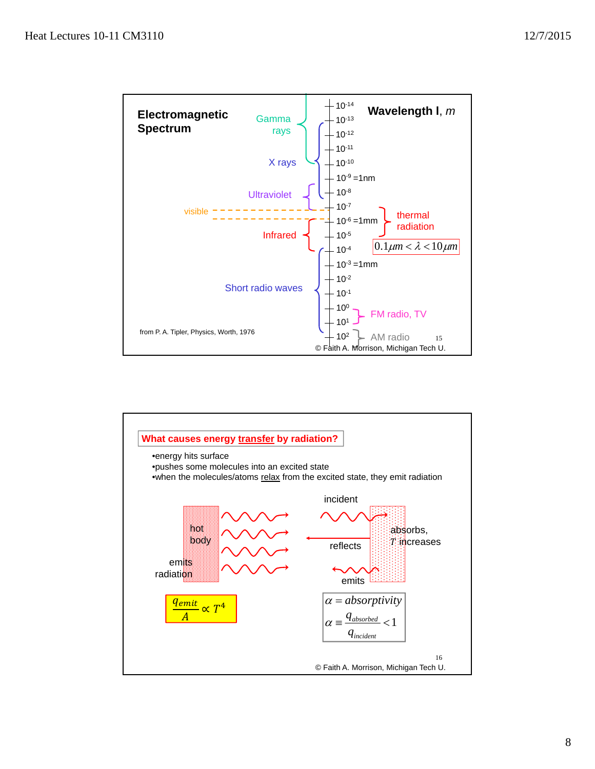## Electromagnetic Spectrum

**Wavelength l, *m***

| Wavelength | Region |
|---|---|
| $10^{-14}$ | Gamma rays |
| $10^{-13}$ | Gamma rays |
| $10^{-12}$ | Gamma rays / X rays |
| $10^{-11}$ | Gamma rays / X rays |
| $10^{-10}$ | Gamma rays / X rays |
| $10^{-9}$ =1nm | X rays |
| $10^{-8}$ | X rays / Ultraviolet |
| $10^{-7}$ | Ultraviolet / visible |
| $10^{-6}$ =1mm | visible / Infrared / thermal radiation |
| $10^{-5}$ | Infrared / thermal radiation |
| $10^{-4}$ | Infrared / Short radio waves |
| $10^{-3}$ =1mm | Short radio waves |
| $10^{-2}$ | Short radio waves |
| $10^{-1}$ | Short radio waves |
| $10^{0}$ | Short radio waves / FM radio, TV |
| $10^{1}$ | Short radio waves / FM radio, TV |
| $10^{2}$ | AM radio |

thermal radiation: $0.1\mu m < \lambda < 10\mu m$

from P. A. Tipler, Physics, Worth, 1976

© Faith A. Morrison, Michigan Tech U.

---

**What causes energy transfer by radiation?**

- energy hits surface
- pushes some molecules into an excited state
- when the molecules/atoms relax from the excited state, they emit radiation

hot body emits radiation

$$\frac{q_{emit}}{A} \propto T^4$$

incident; reflects; absorbs, $T$ increases; emits

$\alpha$ = absorptivity

$$\alpha \equiv \frac{q_{absorbed}}{q_{incident}} < 1$$

© Faith A. Morrison, Michigan Tech U.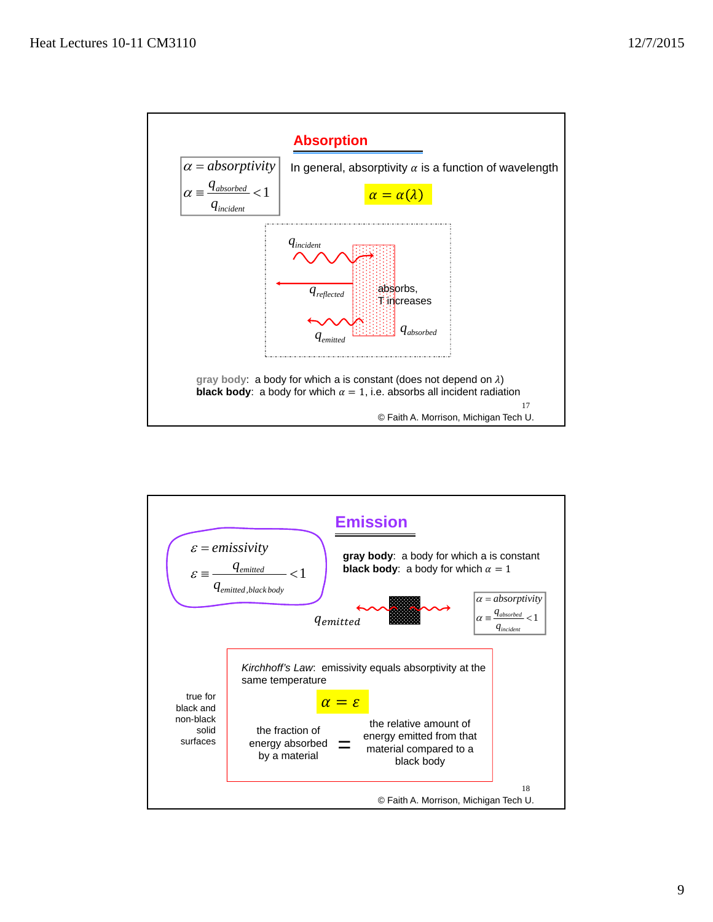## Absorption

$\alpha = absorptivity$

$$\alpha \equiv \frac{q_{absorbed}}{q_{incident}} < 1$$

In general, absorptivity $\alpha$ is a function of wavelength

$$\alpha = \alpha(\lambda)$$

$q_{incident}$

$q_{reflected}$

absorbs, T increases

$q_{emitted}$

$q_{absorbed}$

**gray body**: a body for which a is constant (does not depend on $\lambda$)
**black body**: a body for which $\alpha = 1$, i.e. absorbs all incident radiation

17

© Faith A. Morrison, Michigan Tech U.

## Emission

$\varepsilon = emissivity$

$$\varepsilon \equiv \frac{q_{emitted}}{q_{emitted,black\,body}} < 1$$

**gray body**: a body for which a is constant
**black body**: a body for which $\alpha = 1$

$q_{emitted}$

$\alpha = absorptivity$

$$\alpha \equiv \frac{q_{absorbed}}{q_{incident}} < 1$$

*Kirchhoff's Law*: emissivity equals absorptivity at the same temperature

$$\alpha = \varepsilon$$

the fraction of energy absorbed by a material = the relative amount of energy emitted from that material compared to a black body

true for black and non-black solid surfaces

18

© Faith A. Morrison, Michigan Tech U.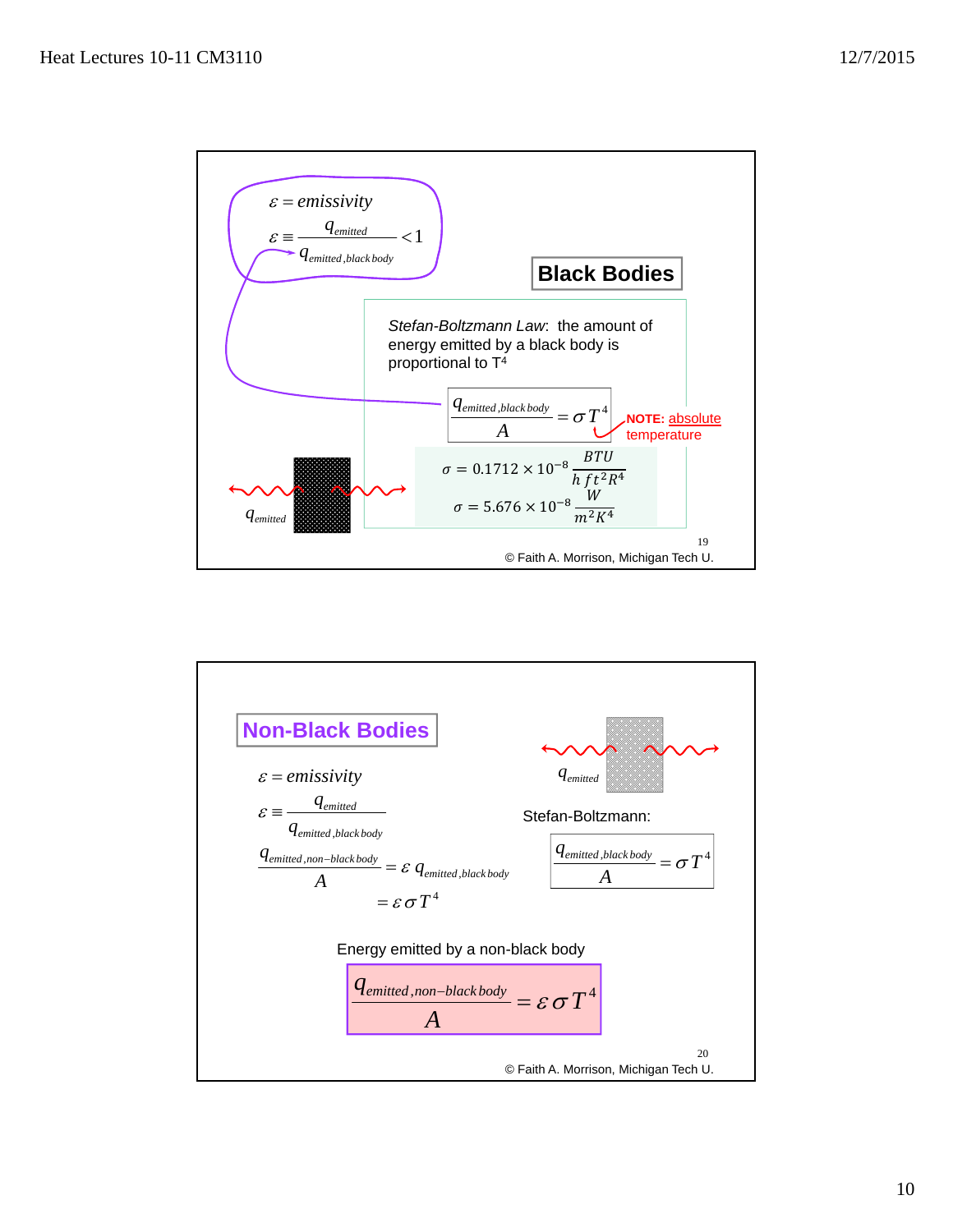## Black Bodies

$\varepsilon = emissivity$

$$\varepsilon \equiv \frac{q_{emitted}}{q_{emitted,black\,body}} < 1$$

*Stefan-Boltzmann Law*: the amount of energy emitted by a black body is proportional to $T^4$

$$\frac{q_{emitted,black\,body}}{A} = \sigma T^4$$

**NOTE:** absolute temperature

$$\sigma = 0.1712 \times 10^{-8} \frac{BTU}{h\,ft^2 R^4}$$

$$\sigma = 5.676 \times 10^{-8} \frac{W}{m^2 K^4}$$

$q_{emitted}$

© Faith A. Morrison, Michigan Tech U.

## Non-Black Bodies

$\varepsilon = emissivity$

$$\varepsilon \equiv \frac{q_{emitted}}{q_{emitted,black\,body}}$$

$$\frac{q_{emitted,non-black\,body}}{A} = \varepsilon\, q_{emitted,black\,body}$$

$$= \varepsilon \sigma T^4$$

$q_{emitted}$

Stefan-Boltzmann:

$$\frac{q_{emitted,black\,body}}{A} = \sigma T^4$$

Energy emitted by a non-black body

$$\frac{q_{emitted,non-black\,body}}{A} = \varepsilon \sigma T^4$$

© Faith A. Morrison, Michigan Tech U.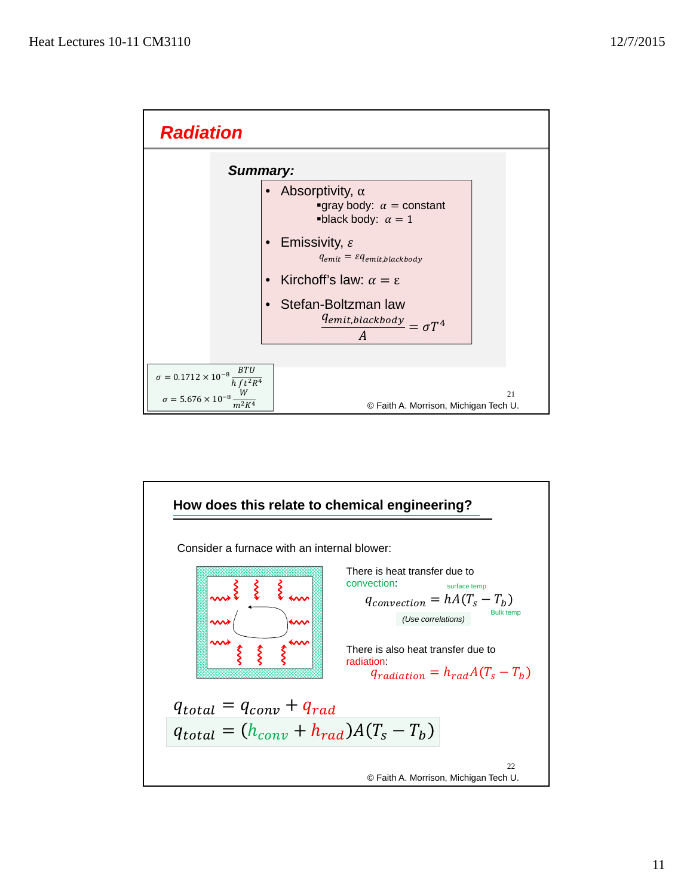## Radiation

***Summary:***

- Absorptivity, α
  - ▪gray body: $\alpha$ = constant
  - ▪black body: $\alpha = 1$
- Emissivity, $\varepsilon$

$$q_{emit} = \varepsilon q_{emit,blackbody}$$

- Kirchoff's law: $\alpha = \varepsilon$
- Stefan-Boltzman law

$$\frac{q_{emit,blackbody}}{A} = \sigma T^4$$

$$\sigma = 0.1712 \times 10^{-8} \frac{BTU}{h\, ft^2 R^4}$$

$$\sigma = 5.676 \times 10^{-8} \frac{W}{m^2 K^4}$$

21

© Faith A. Morrison, Michigan Tech U.

## How does this relate to chemical engineering?

Consider a furnace with an internal blower:

There is heat transfer due to convection:

$$q_{convection} = hA(T_s - T_b)$$

surface temp ($T_s$); Bulk temp ($T_b$)

*(Use correlations)*

There is also heat transfer due to radiation:

$$q_{radiation} = h_{rad} A(T_s - T_b)$$

$$q_{total} = q_{conv} + q_{rad}$$

$$q_{total} = (h_{conv} + h_{rad}) A(T_s - T_b)$$

22

© Faith A. Morrison, Michigan Tech U.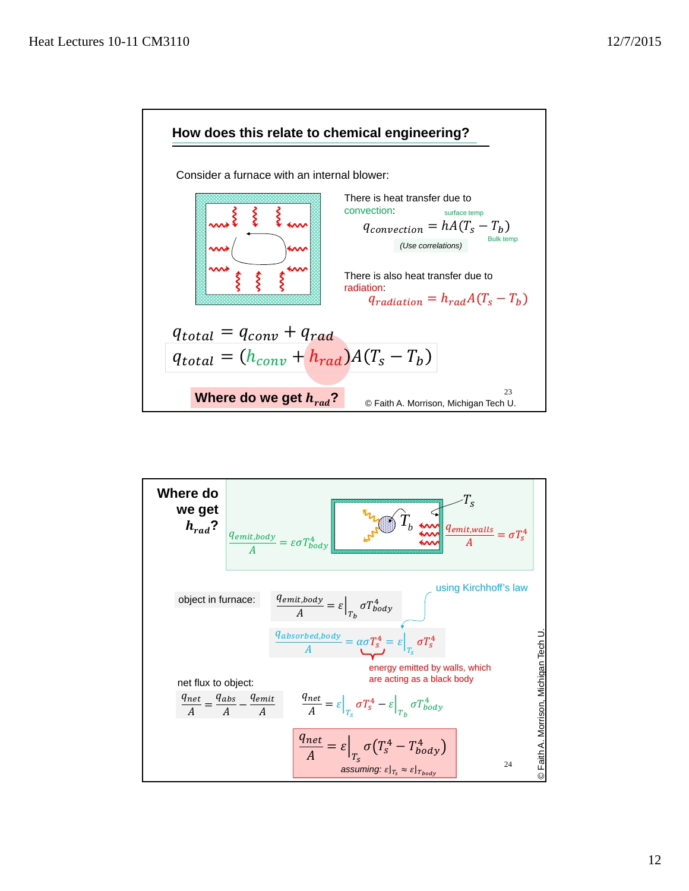## How does this relate to chemical engineering?

Consider a furnace with an internal blower:

There is heat transfer due to convection:

$$q_{convection} = hA(T_s - T_b)$$

surface temp ($T_s$), Bulk temp ($T_b$)

*(Use correlations)*

There is also heat transfer due to radiation:

$$q_{radiation} = h_{rad}A(T_s - T_b)$$

$$q_{total} = q_{conv} + q_{rad}$$

$$q_{total} = (h_{conv} + h_{rad})A(T_s - T_b)$$

**Where do we get $h_{rad}$?**

© Faith A. Morrison, Michigan Tech U.

---

## Where do we get $h_{rad}$?

$$\frac{q_{emit,body}}{A} = \varepsilon\sigma T_{body}^4 \qquad \frac{q_{emit,walls}}{A} = \sigma T_s^4$$

object in furnace:

$$\frac{q_{emit,body}}{A} = \varepsilon\big|_{T_b} \sigma T_{body}^4$$

using Kirchhoff's law

$$\frac{q_{absorbed,body}}{A} = \alpha\sigma T_s^4 = \varepsilon\big|_{T_s} \sigma T_s^4$$

energy emitted by walls, which are acting as a black body

net flux to object:

$$\frac{q_{net}}{A} = \frac{q_{abs}}{A} - \frac{q_{emit}}{A}$$

$$\frac{q_{net}}{A} = \varepsilon\big|_{T_s} \sigma T_s^4 - \varepsilon\big|_{T_b} \sigma T_{body}^4$$

$$\frac{q_{net}}{A} = \varepsilon\big|_{T_s} \sigma\left(T_s^4 - T_{body}^4\right)$$

assuming: $\varepsilon|_{T_s} \approx \varepsilon|_{T_{body}}$

© Faith A. Morrison, Michigan Tech U.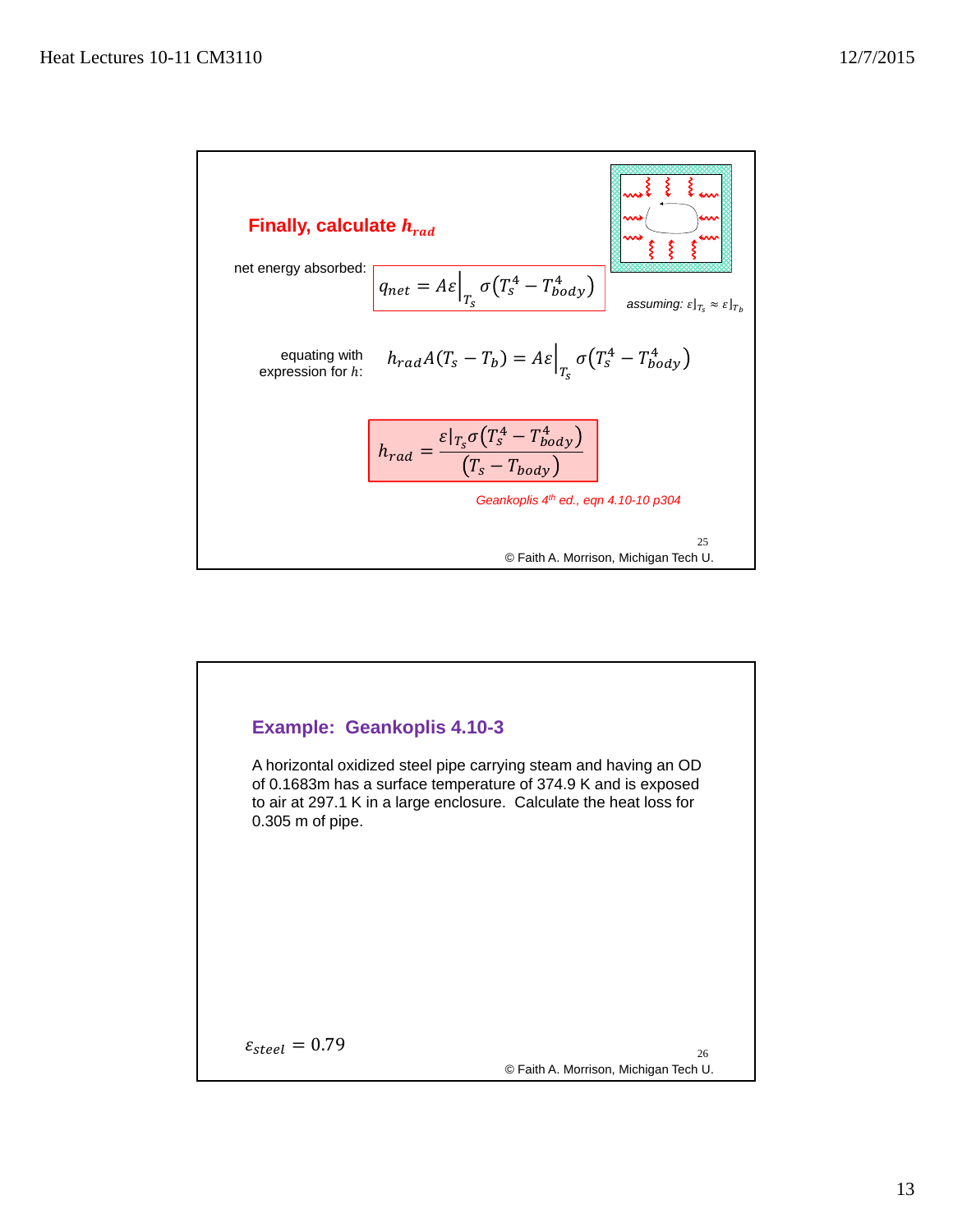## Finally, calculate $h_{rad}$

net energy absorbed:

$$q_{net} = A\varepsilon\Big|_{T_s}\sigma\left(T_s^4 - T_{body}^4\right)$$

*assuming:* $\varepsilon|_{T_s} \approx \varepsilon|_{T_b}$

equating with expression for $h$:

$$h_{rad}A(T_s - T_b) = A\varepsilon\Big|_{T_s}\sigma\left(T_s^4 - T_{body}^4\right)$$

$$h_{rad} = \frac{\varepsilon|_{T_s}\sigma\left(T_s^4 - T_{body}^4\right)}{\left(T_s - T_{body}\right)}$$

*Geankoplis 4th ed., eqn 4.10-10 p304*

25

© Faith A. Morrison, Michigan Tech U.

## Example: Geankoplis 4.10-3

A horizontal oxidized steel pipe carrying steam and having an OD of 0.1683m has a surface temperature of 374.9 K and is exposed to air at 297.1 K in a large enclosure. Calculate the heat loss for 0.305 m of pipe.

$\varepsilon_{steel} = 0.79$

26

© Faith A. Morrison, Michigan Tech U.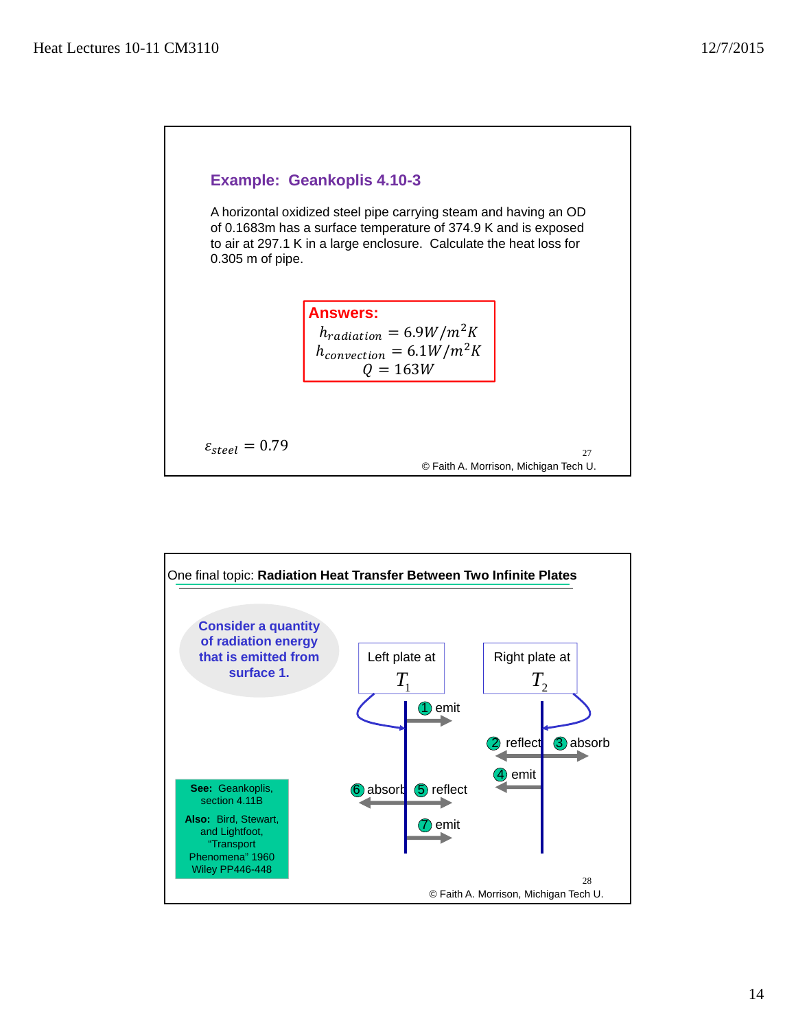## Example: Geankoplis 4.10-3

A horizontal oxidized steel pipe carrying steam and having an OD of 0.1683m has a surface temperature of 374.9 K and is exposed to air at 297.1 K in a large enclosure. Calculate the heat loss for 0.305 m of pipe.

**Answers:**

$$h_{radiation} = 6.9 W/m^2K$$
$$h_{convection} = 6.1 W/m^2K$$
$$Q = 163W$$

$\varepsilon_{steel} = 0.79$

© Faith A. Morrison, Michigan Tech U.

---

One final topic: **Radiation Heat Transfer Between Two Infinite Plates**

**Consider a quantity of radiation energy that is emitted from surface 1.**

Left plate at $T_1$ | Right plate at $T_2$

1. emit
2. reflect
3. absorb
4. emit
5. reflect
6. absorb
7. emit

**See:** Geankoplis, section 4.11B

**Also:** Bird, Stewart, and Lightfoot, "Transport Phenomena" 1960 Wiley PP446-448

© Faith A. Morrison, Michigan Tech U.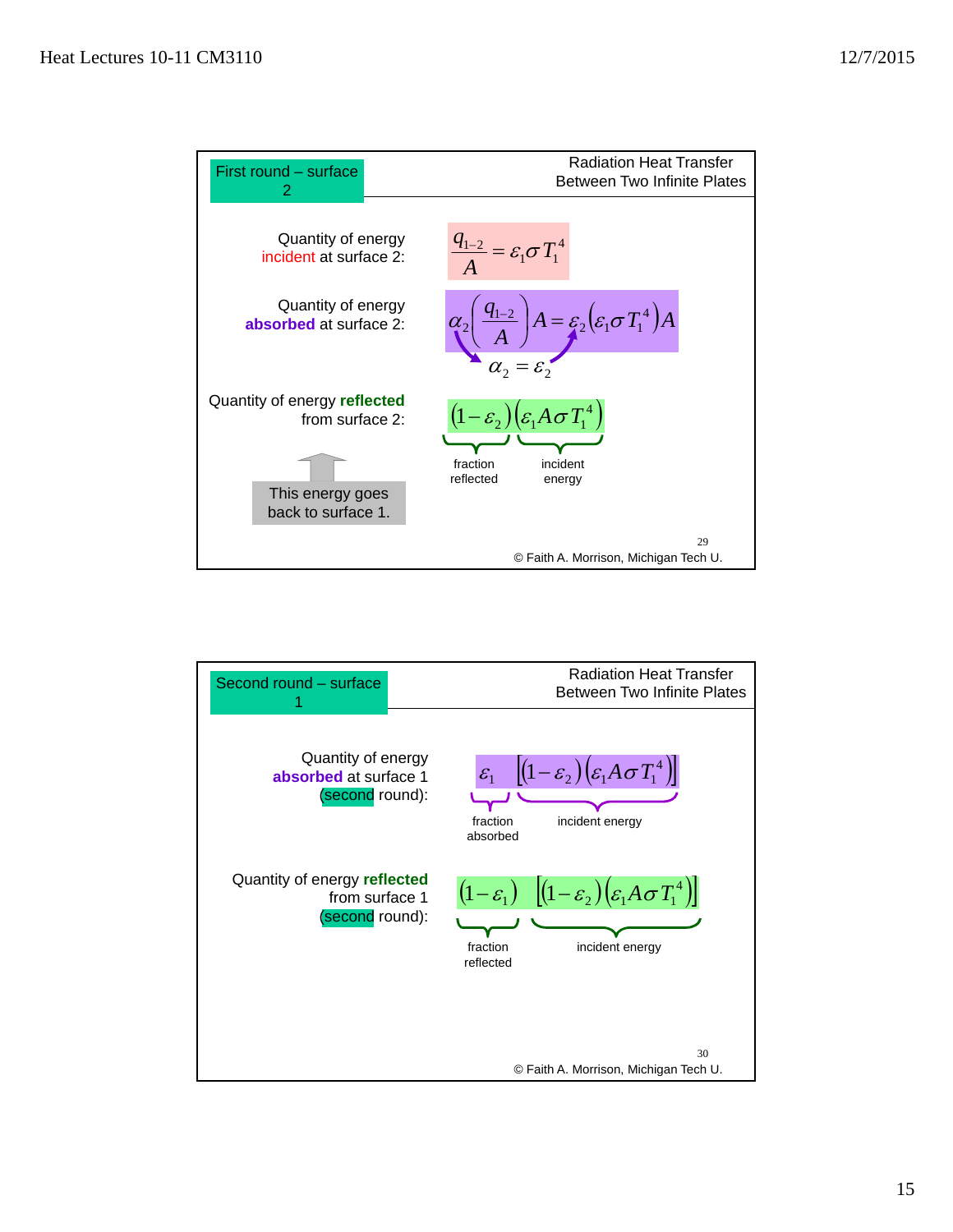## First round – surface 2

### Radiation Heat Transfer Between Two Infinite Plates

Quantity of energy incident at surface 2:

$$\frac{q_{1-2}}{A} = \varepsilon_1 \sigma T_1^4$$

Quantity of energy **absorbed** at surface 2:

$$\alpha_2 \left( \frac{q_{1-2}}{A} \right) A = \varepsilon_2 \left( \varepsilon_1 \sigma T_1^4 \right) A$$

$$\alpha_2 = \varepsilon_2$$

Quantity of energy **reflected** from surface 2:

$$\underbrace{(1-\varepsilon_2)}_{\text{fraction reflected}} \underbrace{\left( \varepsilon_1 A \sigma T_1^4 \right)}_{\text{incident energy}}$$

This energy goes back to surface 1.

© Faith A. Morrison, Michigan Tech U.

---

## Second round – surface 1

### Radiation Heat Transfer Between Two Infinite Plates

Quantity of energy **absorbed** at surface 1 (second round):

$$\underbrace{\varepsilon_1}_{\text{fraction absorbed}} \underbrace{\left[ (1-\varepsilon_2) \left( \varepsilon_1 A \sigma T_1^4 \right) \right]}_{\text{incident energy}}$$

Quantity of energy **reflected** from surface 1 (second round):

$$\underbrace{(1-\varepsilon_1)}_{\text{fraction reflected}} \underbrace{\left[ (1-\varepsilon_2) \left( \varepsilon_1 A \sigma T_1^4 \right) \right]}_{\text{incident energy}}$$

© Faith A. Morrison, Michigan Tech U.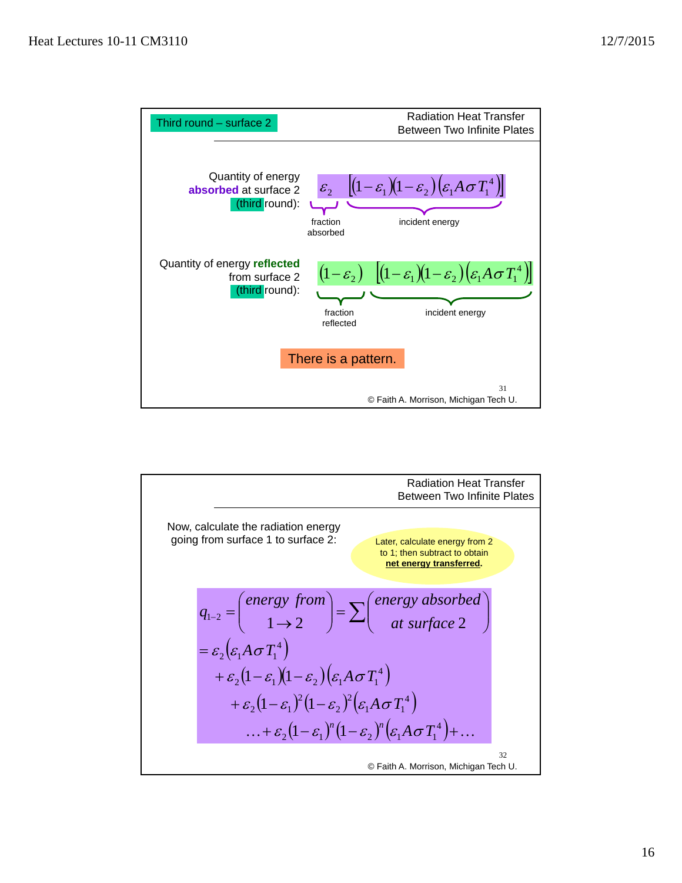## Third round – surface 2

Radiation Heat Transfer Between Two Infinite Plates

Quantity of energy **absorbed** at surface 2 (third round):

$$\underbrace{\varepsilon_2}_{\text{fraction absorbed}} \underbrace{\left[(1-\varepsilon_1)(1-\varepsilon_2)\left(\varepsilon_1 A\sigma T_1^4\right)\right]}_{\text{incident energy}}$$

Quantity of energy **reflected** from surface 2 (third round):

$$\underbrace{(1-\varepsilon_2)}_{\text{fraction reflected}} \underbrace{\left[(1-\varepsilon_1)(1-\varepsilon_2)\left(\varepsilon_1 A\sigma T_1^4\right)\right]}_{\text{incident energy}}$$

There is a pattern.

© Faith A. Morrison, Michigan Tech U.

---

Radiation Heat Transfer Between Two Infinite Plates

Now, calculate the radiation energy going from surface 1 to surface 2:

Later, calculate energy from 2 to 1; then subtract to obtain **net energy transferred**.

$$q_{1-2} = \begin{pmatrix} \textit{energy from} \\ 1 \rightarrow 2 \end{pmatrix} = \sum \begin{pmatrix} \textit{energy absorbed} \\ \textit{at surface } 2 \end{pmatrix}$$

$$= \varepsilon_2\left(\varepsilon_1 A\sigma T_1^4\right)$$
$$+ \varepsilon_2(1-\varepsilon_1)(1-\varepsilon_2)\left(\varepsilon_1 A\sigma T_1^4\right)$$
$$+ \varepsilon_2(1-\varepsilon_1)^2(1-\varepsilon_2)^2\left(\varepsilon_1 A\sigma T_1^4\right)$$
$$\ldots + \varepsilon_2(1-\varepsilon_1)^n(1-\varepsilon_2)^n\left(\varepsilon_1 A\sigma T_1^4\right) + \ldots$$

© Faith A. Morrison, Michigan Tech U.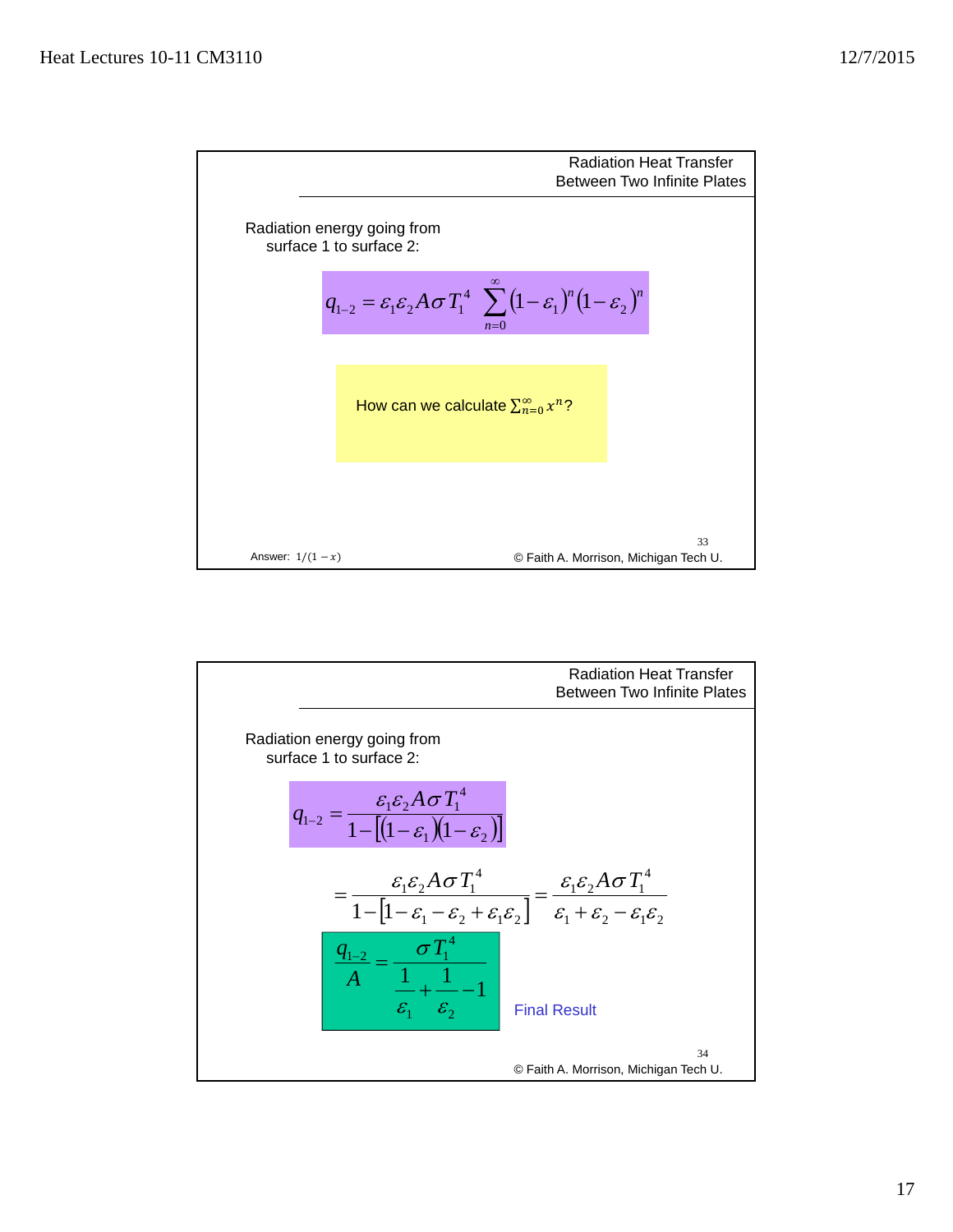## Radiation Heat Transfer Between Two Infinite Plates

Radiation energy going from surface 1 to surface 2:

$$q_{1-2} = \varepsilon_1 \varepsilon_2 A \sigma T_1^4 \sum_{n=0}^{\infty} (1-\varepsilon_1)^n (1-\varepsilon_2)^n$$

How can we calculate $\sum_{n=0}^{\infty} x^n$?

Answer: $1/(1-x)$

33

© Faith A. Morrison, Michigan Tech U.

## Radiation Heat Transfer Between Two Infinite Plates

Radiation energy going from surface 1 to surface 2:

$$q_{1-2} = \frac{\varepsilon_1 \varepsilon_2 A \sigma T_1^4}{1 - [(1-\varepsilon_1)(1-\varepsilon_2)]}$$

$$= \frac{\varepsilon_1 \varepsilon_2 A \sigma T_1^4}{1 - [1 - \varepsilon_1 - \varepsilon_2 + \varepsilon_1 \varepsilon_2]} = \frac{\varepsilon_1 \varepsilon_2 A \sigma T_1^4}{\varepsilon_1 + \varepsilon_2 - \varepsilon_1 \varepsilon_2}$$

$$\frac{q_{1-2}}{A} = \frac{\sigma T_1^4}{\frac{1}{\varepsilon_1} + \frac{1}{\varepsilon_2} - 1}$$

Final Result

34

© Faith A. Morrison, Michigan Tech U.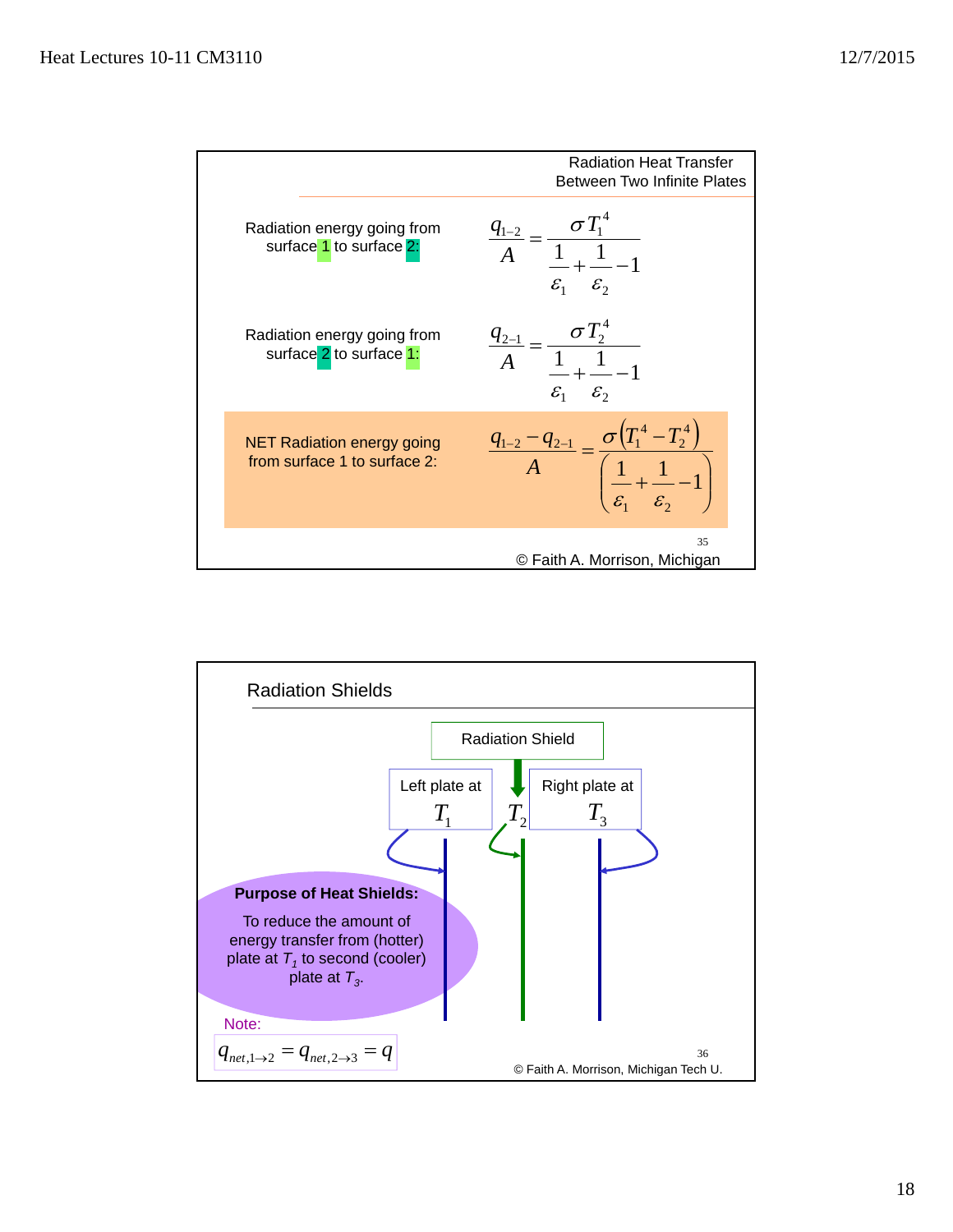## Radiation Heat Transfer Between Two Infinite Plates

Radiation energy going from surface 1 to surface 2:

$$\frac{q_{1-2}}{A} = \frac{\sigma T_1^4}{\frac{1}{\varepsilon_1} + \frac{1}{\varepsilon_2} - 1}$$

Radiation energy going from surface 2 to surface 1:

$$\frac{q_{2-1}}{A} = \frac{\sigma T_2^4}{\frac{1}{\varepsilon_1} + \frac{1}{\varepsilon_2} - 1}$$

NET Radiation energy going from surface 1 to surface 2:

$$\frac{q_{1-2} - q_{2-1}}{A} = \frac{\sigma\left(T_1^4 - T_2^4\right)}{\left(\frac{1}{\varepsilon_1} + \frac{1}{\varepsilon_2} - 1\right)}$$

© Faith A. Morrison, Michigan

## Radiation Shields

Radiation Shield

Left plate at $T_1$ | $T_2$ | Right plate at $T_3$

**Purpose of Heat Shields:**

To reduce the amount of energy transfer from (hotter) plate at $T_1$ to second (cooler) plate at $T_3$.

Note:

$$q_{net,1\rightarrow 2} = q_{net,2\rightarrow 3} = q$$

© Faith A. Morrison, Michigan Tech U.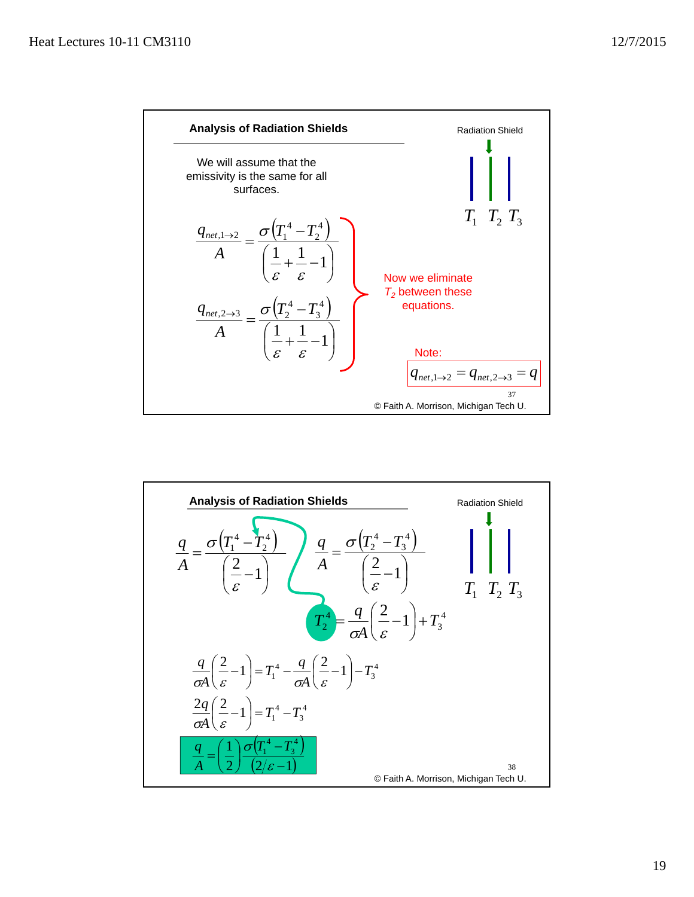## Analysis of Radiation Shields

We will assume that the emissivity is the same for all surfaces.

Radiation Shield

$T_1 \quad T_2 \quad T_3$

$$\frac{q_{net,1\to 2}}{A} = \frac{\sigma\left(T_1^4 - T_2^4\right)}{\left(\frac{1}{\varepsilon} + \frac{1}{\varepsilon} - 1\right)}$$

$$\frac{q_{net,2\to 3}}{A} = \frac{\sigma\left(T_2^4 - T_3^4\right)}{\left(\frac{1}{\varepsilon} + \frac{1}{\varepsilon} - 1\right)}$$

Now we eliminate $T_2$ between these equations.

Note:

$$q_{net,1\to 2} = q_{net,2\to 3} = q$$

37

© Faith A. Morrison, Michigan Tech U.

## Analysis of Radiation Shields

Radiation Shield

$T_1 \quad T_2 \quad T_3$

$$\frac{q}{A} = \frac{\sigma\left(T_1^4 - T_2^4\right)}{\left(\frac{2}{\varepsilon} - 1\right)} \qquad \frac{q}{A} = \frac{\sigma\left(T_2^4 - T_3^4\right)}{\left(\frac{2}{\varepsilon} - 1\right)}$$

$$T_2^4 = \frac{q}{\sigma A}\left(\frac{2}{\varepsilon} - 1\right) + T_3^4$$

$$\frac{q}{\sigma A}\left(\frac{2}{\varepsilon} - 1\right) = T_1^4 - \frac{q}{\sigma A}\left(\frac{2}{\varepsilon} - 1\right) - T_3^4$$

$$\frac{2q}{\sigma A}\left(\frac{2}{\varepsilon} - 1\right) = T_1^4 - T_3^4$$

$$\frac{q}{A} = \left(\frac{1}{2}\right)\frac{\sigma\left(T_1^4 - T_3^4\right)}{\left(2/\varepsilon - 1\right)}$$

38

© Faith A. Morrison, Michigan Tech U.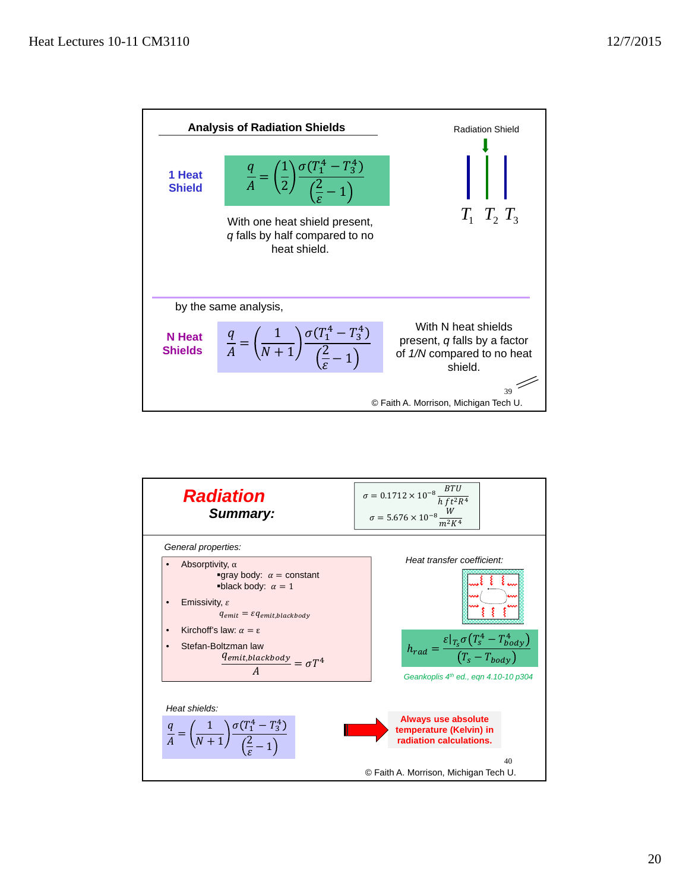## Analysis of Radiation Shields

Radiation Shield

$T_1 \quad T_2 \quad T_3$

**1 Heat Shield**

$$\frac{q}{A} = \left(\frac{1}{2}\right)\frac{\sigma\left(T_1^4 - T_3^4\right)}{\left(\frac{2}{\varepsilon} - 1\right)}$$

With one heat shield present, $q$ falls by half compared to no heat shield.

by the same analysis,

**N Heat Shields**

$$\frac{q}{A} = \left(\frac{1}{N+1}\right)\frac{\sigma\left(T_1^4 - T_3^4\right)}{\left(\frac{2}{\varepsilon} - 1\right)}$$

With N heat shields present, $q$ falls by a factor of $1/N$ compared to no heat shield.

39

© Faith A. Morrison, Michigan Tech U.

## *Radiation Summary:*

$$\sigma = 0.1712 \times 10^{-8} \frac{BTU}{h\, ft^2 R^4}$$

$$\sigma = 5.676 \times 10^{-8} \frac{W}{m^2 K^4}$$

*General properties:*

- Absorptivity, $\alpha$
  - gray body: $\alpha$ = constant
  - black body: $\alpha = 1$
- Emissivity, $\varepsilon$

  $q_{emit} = \varepsilon q_{emit,blackbody}$
- Kirchoff's law: $\alpha = \varepsilon$
- Stefan-Boltzman law

  $$\frac{q_{emit,blackbody}}{A} = \sigma T^4$$

*Heat transfer coefficient:*

$$h_{rad} = \frac{\varepsilon|_{T_s}\sigma\left(T_s^4 - T_{body}^4\right)}{\left(T_s - T_{body}\right)}$$

Geankoplis 4th ed., eqn 4.10-10 p304

*Heat shields:*

$$\frac{q}{A} = \left(\frac{1}{N+1}\right)\frac{\sigma\left(T_1^4 - T_3^4\right)}{\left(\frac{2}{\varepsilon} - 1\right)}$$

**Always use absolute temperature (Kelvin) in radiation calculations.**

40

© Faith A. Morrison, Michigan Tech U.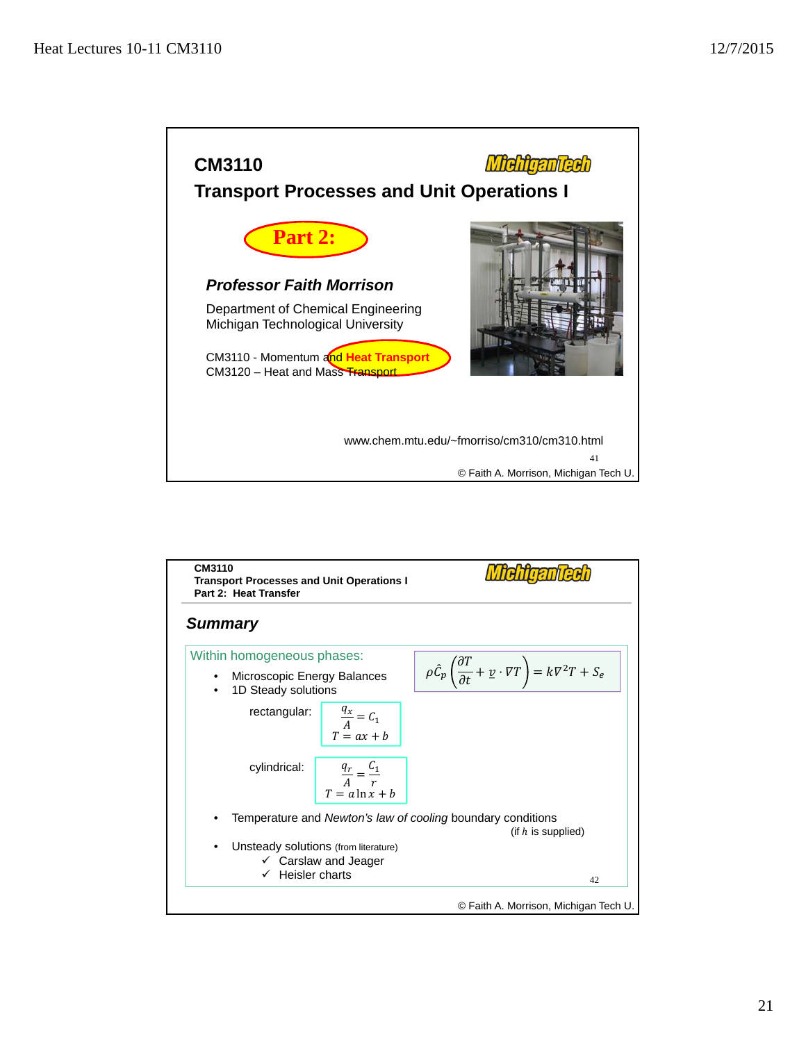## CM3110

## Transport Processes and Unit Operations I

**Part 2:**

***Professor Faith Morrison***

Department of Chemical Engineering
Michigan Technological University

CM3110 - Momentum and **Heat Transport**
CM3120 – Heat and Mass Transport

www.chem.mtu.edu/~fmorriso/cm310/cm310.html

© Faith A. Morrison, Michigan Tech U.

---

**CM3110**
**Transport Processes and Unit Operations I**
**Part 2: Heat Transfer**

## *Summary*

Within homogeneous phases:

- Microscopic Energy Balances
- 1D Steady solutions

$$\rho \hat{C}_p \left( \frac{\partial T}{\partial t} + \underline{v} \cdot \nabla T \right) = k \nabla^2 T + S_e$$

rectangular:

$$\frac{q_x}{A} = C_1$$
$$T = ax + b$$

cylindrical:

$$\frac{q_r}{A} = \frac{C_1}{r}$$
$$T = a \ln x + b$$

- Temperature and *Newton's law of cooling* boundary conditions (if $h$ is supplied)
- Unsteady solutions (from literature)
  - ✓ Carslaw and Jeager
  - ✓ Heisler charts

© Faith A. Morrison, Michigan Tech U.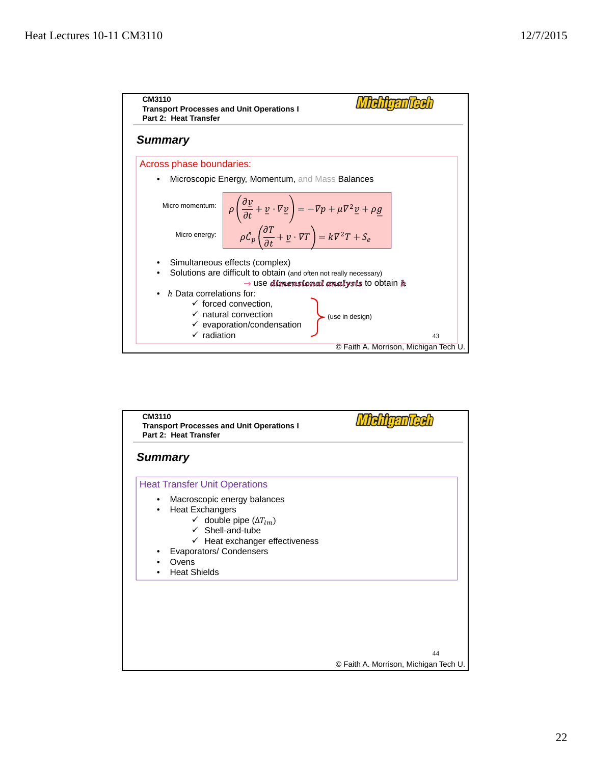CM3110
Transport Processes and Unit Operations I
Part 2: Heat Transfer

## Summary

### Across phase boundaries:

- Microscopic Energy, Momentum, and Mass Balances

Micro momentum:
$$\rho\left(\frac{\partial \underline{v}}{\partial t} + \underline{v}\cdot\nabla\underline{v}\right) = -\nabla p + \mu\nabla^2\underline{v} + \rho\underline{g}$$

Micro energy:
$$\rho\hat{C}_p\left(\frac{\partial T}{\partial t} + \underline{v}\cdot\nabla T\right) = k\nabla^2 T + S_e$$

- Simultaneous effects (complex)
- Solutions are difficult to obtain (and often not really necessary)
  → use ***dimensional analysis*** to obtain $h$
- $h$ Data correlations for:
  - ✓ forced convection,
  - ✓ natural convection
  - ✓ evaporation/condensation
  - ✓ radiation

  (use in design)

© Faith A. Morrison, Michigan Tech U.

---

CM3110
Transport Processes and Unit Operations I
Part 2: Heat Transfer

## Summary

### Heat Transfer Unit Operations

- Macroscopic energy balances
- Heat Exchangers
  - ✓ double pipe ($\Delta T_{lm}$)
  - ✓ Shell-and-tube
  - ✓ Heat exchanger effectiveness
- Evaporators/ Condensers
- Ovens
- Heat Shields

© Faith A. Morrison, Michigan Tech U.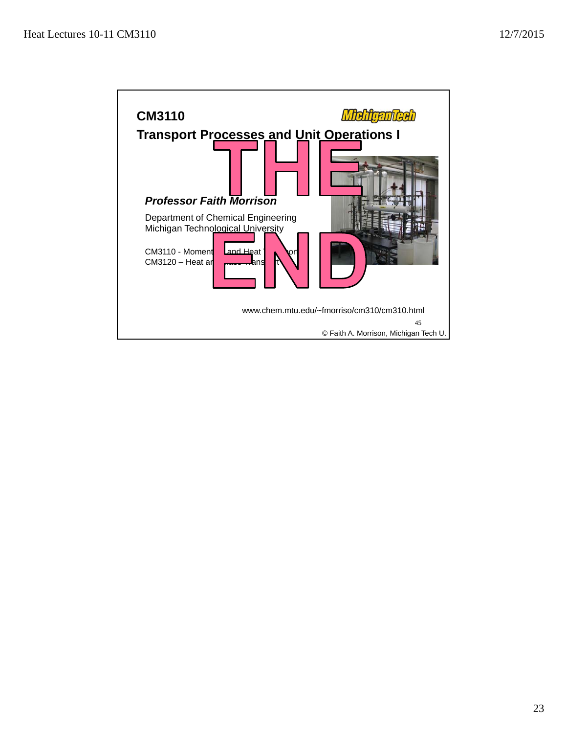**CM3110**

**Transport Processes and Unit Operations I**

# THE END

***Professor Faith Morrison***

Department of Chemical Engineering
Michigan Technological University

CM3110 - Moment and Heat ort
CM3120 – Heat ar ans rt

www.chem.mtu.edu/~fmorriso/cm310/cm310.html

© Faith A. Morrison, Michigan Tech U.